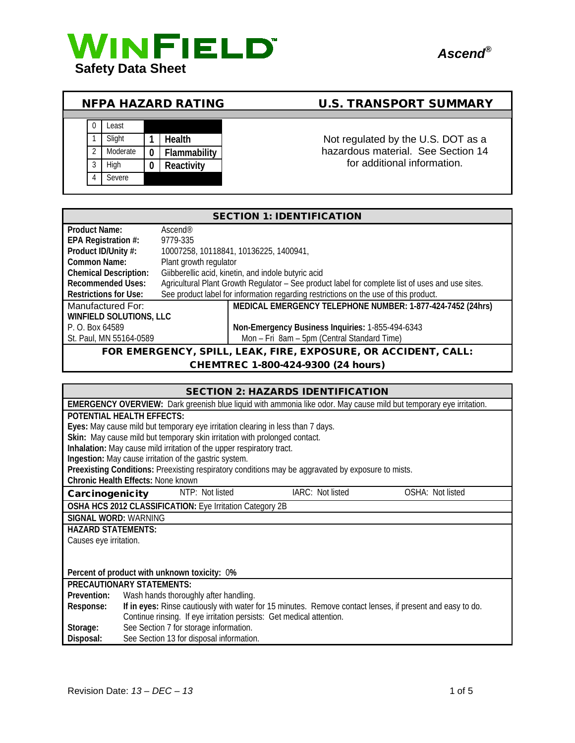# WINFIELD™

**Safety Data Sheet**

*Ascend®*

## NFPA HAZARD RATING

| Scale | | Rating | Category |
|---|---|---|---|
| 0 | Least | | |
| 1 | Slight | 1 | Health |
| 2 | Moderate | 0 | Flammability |
| 3 | High | 0 | Reactivity |
| 4 | Severe | | |

## U.S. TRANSPORT SUMMARY

Not regulated by the U.S. DOT as a hazardous material. See Section 14 for additional information.

## SECTION 1: IDENTIFICATION

**Product Name:** Ascend®
**EPA Registration #:** 9779-335
**Product ID/Unity #:** 10007258, 10118841, 10136225, 1400941,
**Common Name:** Plant growth regulator
**Chemical Description:** Giibberellic acid, kinetin, and indole butyric acid
**Recommended Uses:** Agricultural Plant Growth Regulator – See product label for complete list of uses and use sites.
**Restrictions for Use:** See product label for information regarding restrictions on the use of this product.

Manufactured For:
**WINFIELD SOLUTIONS, LLC**
P. O. Box 64589
St. Paul, MN 55164-0589

**MEDICAL EMERGENCY TELEPHONE NUMBER: 1-877-424-7452 (24hrs)**

**Non-Emergency Business Inquiries:** 1-855-494-6343
Mon – Fri 8am – 5pm (Central Standard Time)

**FOR EMERGENCY, SPILL, LEAK, FIRE, EXPOSURE, OR ACCIDENT, CALL: CHEMTREC 1-800-424-9300 (24 hours)**

## SECTION 2: HAZARDS IDENTIFICATION

**EMERGENCY OVERVIEW:** Dark greenish blue liquid with ammonia like odor. May cause mild but temporary eye irritation.

**POTENTIAL HEALTH EFFECTS:**
**Eyes:** May cause mild but temporary eye irritation clearing in less than 7 days.
**Skin:** May cause mild but temporary skin irritation with prolonged contact.
**Inhalation:** May cause mild irritation of the upper respiratory tract.
**Ingestion:** May cause irritation of the gastric system.
**Preexisting Conditions:** Preexisting respiratory conditions may be aggravated by exposure to mists.
**Chronic Health Effects:** None known

**Carcinogenicity** NTP: Not listed IARC: Not listed OSHA: Not listed

**OSHA HCS 2012 CLASSIFICATION:** Eye Irritation Category 2B

**SIGNAL WORD:** WARNING

**HAZARD STATEMENTS:**
Causes eye irritation.

**Percent of product with unknown toxicity:** 0**%**

**PRECAUTIONARY STATEMENTS:**
**Prevention:** Wash hands thoroughly after handling.
**Response:** **If in eyes:** Rinse cautiously with water for 15 minutes. Remove contact lenses, if present and easy to do. Continue rinsing. If eye irritation persists: Get medical attention.
**Storage:** See Section 7 for storage information.
**Disposal:** See Section 13 for disposal information.

Revision Date: *13 – DEC – 13*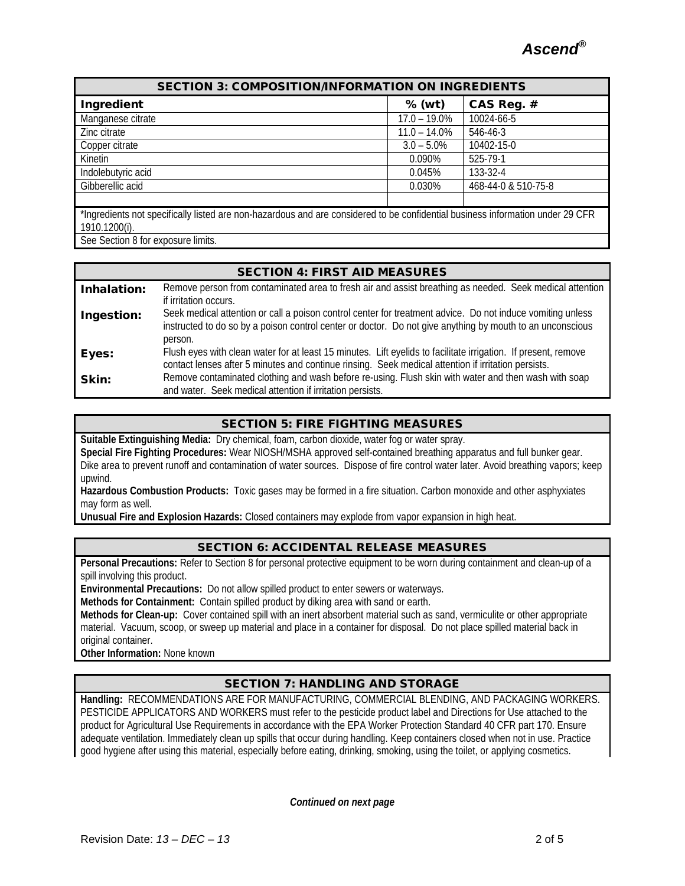## SECTION 3: COMPOSITION/INFORMATION ON INGREDIENTS

| Ingredient | % (wt) | CAS Reg. # |
|---|---|---|
| Manganese citrate | 17.0 – 19.0% | 10024-66-5 |
| Zinc citrate | 11.0 – 14.0% | 546-46-3 |
| Copper citrate | 3.0 – 5.0% | 10402-15-0 |
| Kinetin | 0.090% | 525-79-1 |
| Indolebutyric acid | 0.045% | 133-32-4 |
| Gibberellic acid | 0.030% | 468-44-0 & 510-75-8 |
| | | |

*Ingredients not specifically listed are non-hazardous and are considered to be confidential business information under 29 CFR 1910.1200(i).

See Section 8 for exposure limits.

## SECTION 4: FIRST AID MEASURES

**Inhalation:** Remove person from contaminated area to fresh air and assist breathing as needed. Seek medical attention if irritation occurs.

**Ingestion:** Seek medical attention or call a poison control center for treatment advice. Do not induce vomiting unless instructed to do so by a poison control center or doctor. Do not give anything by mouth to an unconscious person.

**Eyes:** Flush eyes with clean water for at least 15 minutes. Lift eyelids to facilitate irrigation. If present, remove contact lenses after 5 minutes and continue rinsing. Seek medical attention if irritation persists.

**Skin:** Remove contaminated clothing and wash before re-using. Flush skin with water and then wash with soap and water. Seek medical attention if irritation persists.

## SECTION 5: FIRE FIGHTING MEASURES

**Suitable Extinguishing Media:** Dry chemical, foam, carbon dioxide, water fog or water spray.

**Special Fire Fighting Procedures:** Wear NIOSH/MSHA approved self-contained breathing apparatus and full bunker gear. Dike area to prevent runoff and contamination of water sources. Dispose of fire control water later. Avoid breathing vapors; keep upwind.

**Hazardous Combustion Products:** Toxic gases may be formed in a fire situation. Carbon monoxide and other asphyxiates may form as well.

**Unusual Fire and Explosion Hazards:** Closed containers may explode from vapor expansion in high heat.

## SECTION 6: ACCIDENTAL RELEASE MEASURES

**Personal Precautions:** Refer to Section 8 for personal protective equipment to be worn during containment and clean-up of a spill involving this product.

**Environmental Precautions:** Do not allow spilled product to enter sewers or waterways.

**Methods for Containment:** Contain spilled product by diking area with sand or earth.

**Methods for Clean-up:** Cover contained spill with an inert absorbent material such as sand, vermiculite or other appropriate material. Vacuum, scoop, or sweep up material and place in a container for disposal. Do not place spilled material back in original container.

**Other Information:** None known

## SECTION 7: HANDLING AND STORAGE

**Handling:** RECOMMENDATIONS ARE FOR MANUFACTURING, COMMERCIAL BLENDING, AND PACKAGING WORKERS. PESTICIDE APPLICATORS AND WORKERS must refer to the pesticide product label and Directions for Use attached to the product for Agricultural Use Requirements in accordance with the EPA Worker Protection Standard 40 CFR part 170. Ensure adequate ventilation. Immediately clean up spills that occur during handling. Keep containers closed when not in use. Practice good hygiene after using this material, especially before eating, drinking, smoking, using the toilet, or applying cosmetics.

*Continued on next page*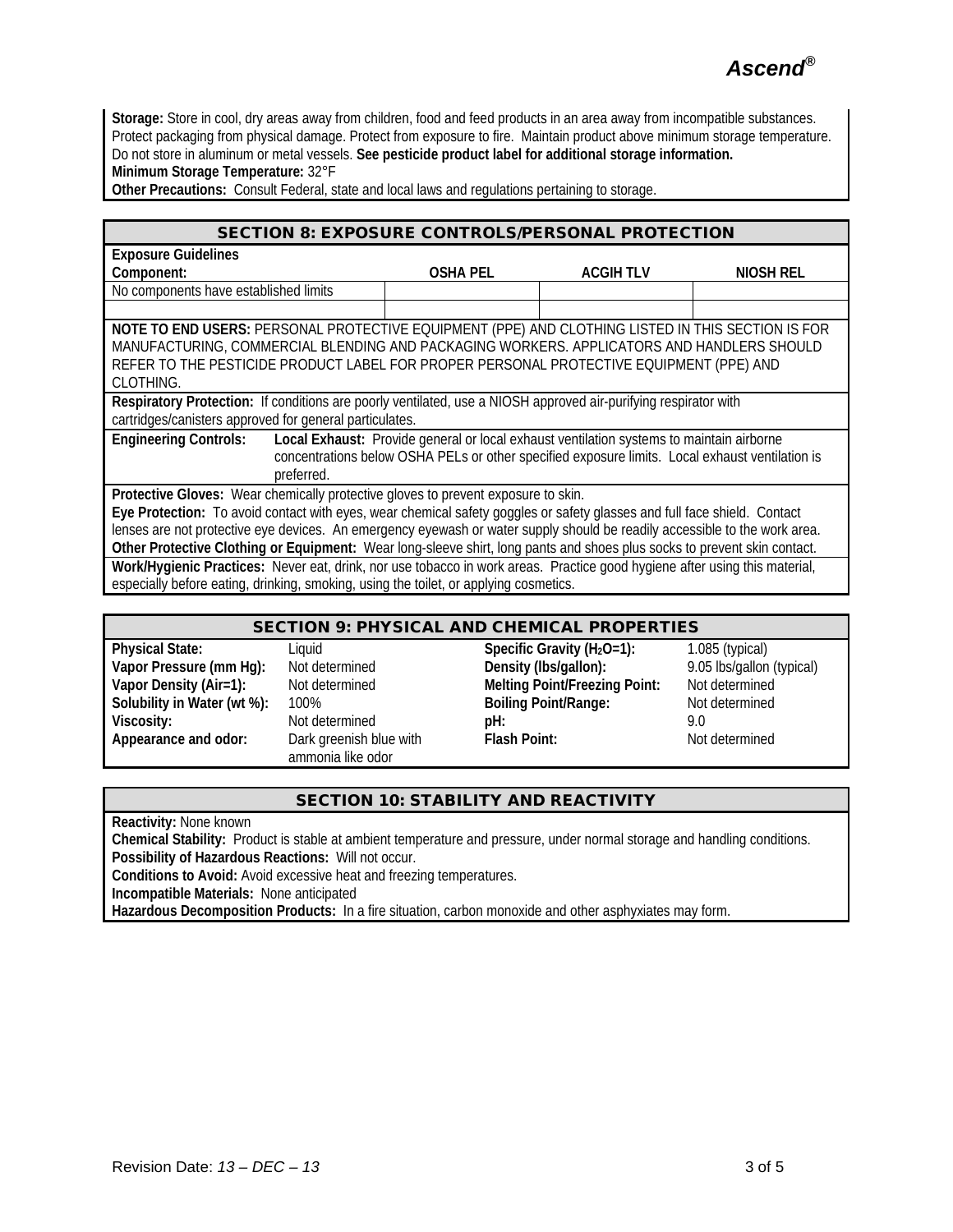**Storage:** Store in cool, dry areas away from children, food and feed products in an area away from incompatible substances. Protect packaging from physical damage. Protect from exposure to fire. Maintain product above minimum storage temperature. Do not store in aluminum or metal vessels. **See pesticide product label for additional storage information.**
**Minimum Storage Temperature:** 32°F
**Other Precautions:** Consult Federal, state and local laws and regulations pertaining to storage.

## SECTION 8: EXPOSURE CONTROLS/PERSONAL PROTECTION

**Exposure Guidelines**

| Component: | OSHA PEL | ACGIH TLV | NIOSH REL |
|---|---|---|---|
| No components have established limits | | | |
| | | | |

**NOTE TO END USERS:** PERSONAL PROTECTIVE EQUIPMENT (PPE) AND CLOTHING LISTED IN THIS SECTION IS FOR MANUFACTURING, COMMERCIAL BLENDING AND PACKAGING WORKERS. APPLICATORS AND HANDLERS SHOULD REFER TO THE PESTICIDE PRODUCT LABEL FOR PROPER PERSONAL PROTECTIVE EQUIPMENT (PPE) AND CLOTHING.

**Respiratory Protection:** If conditions are poorly ventilated, use a NIOSH approved air-purifying respirator with cartridges/canisters approved for general particulates.

**Engineering Controls:** **Local Exhaust:** Provide general or local exhaust ventilation systems to maintain airborne concentrations below OSHA PELs or other specified exposure limits. Local exhaust ventilation is preferred.

**Protective Gloves:** Wear chemically protective gloves to prevent exposure to skin.
**Eye Protection:** To avoid contact with eyes, wear chemical safety goggles or safety glasses and full face shield. Contact lenses are not protective eye devices. An emergency eyewash or water supply should be readily accessible to the work area.
**Other Protective Clothing or Equipment:** Wear long-sleeve shirt, long pants and shoes plus socks to prevent skin contact.

**Work/Hygienic Practices:** Never eat, drink, nor use tobacco in work areas. Practice good hygiene after using this material, especially before eating, drinking, smoking, using the toilet, or applying cosmetics.

## SECTION 9: PHYSICAL AND CHEMICAL PROPERTIES

| | | | |
|---|---|---|---|
| **Physical State:** | Liquid | **Specific Gravity ($H_2O$=1):** | 1.085 (typical) |
| **Vapor Pressure (mm Hg):** | Not determined | **Density (lbs/gallon):** | 9.05 lbs/gallon (typical) |
| **Vapor Density (Air=1):** | Not determined | **Melting Point/Freezing Point:** | Not determined |
| **Solubility in Water (wt %):** | 100% | **Boiling Point/Range:** | Not determined |
| **Viscosity:** | Not determined | **pH:** | 9.0 |
| **Appearance and odor:** | Dark greenish blue with ammonia like odor | **Flash Point:** | Not determined |

## SECTION 10: STABILITY AND REACTIVITY

**Reactivity:** None known
**Chemical Stability:** Product is stable at ambient temperature and pressure, under normal storage and handling conditions.
**Possibility of Hazardous Reactions:** Will not occur.
**Conditions to Avoid:** Avoid excessive heat and freezing temperatures.
**Incompatible Materials:** None anticipated
**Hazardous Decomposition Products:** In a fire situation, carbon monoxide and other asphyxiates may form.

Revision Date: *13 – DEC – 13*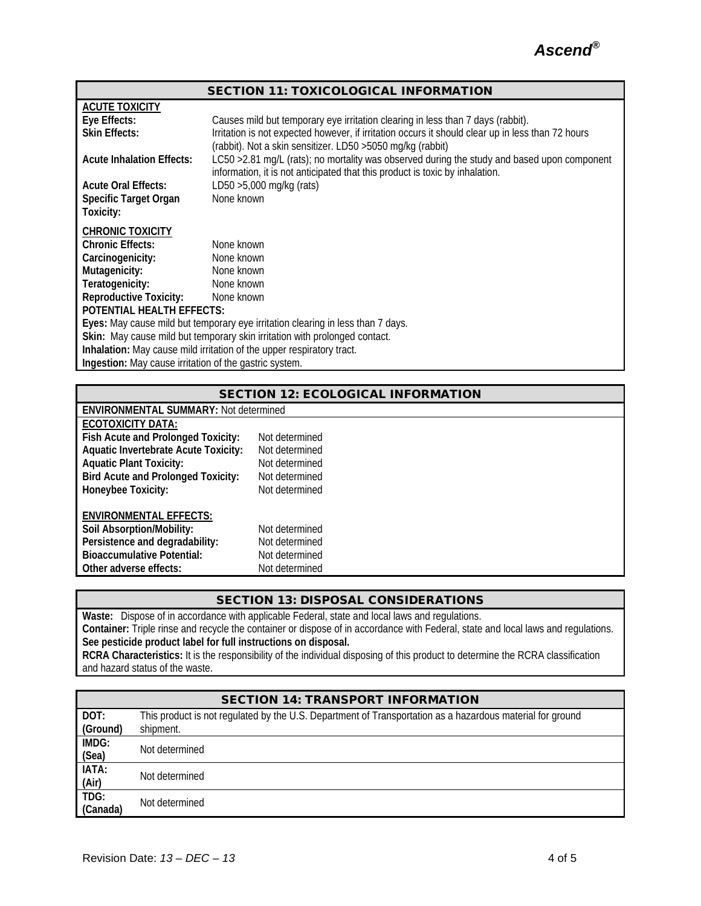## SECTION 11: TOXICOLOGICAL INFORMATION

**ACUTE TOXICITY**

| | |
|---|---|
| **Eye Effects:** | Causes mild but temporary eye irritation clearing in less than 7 days (rabbit). |
| **Skin Effects:** | Irritation is not expected however, if irritation occurs it should clear up in less than 72 hours (rabbit). Not a skin sensitizer. LD50 >5050 mg/kg (rabbit) |
| **Acute Inhalation Effects:** | LC50 >2.81 mg/L (rats); no mortality was observed during the study and based upon component information, it is not anticipated that this product is toxic by inhalation. |
| **Acute Oral Effects:** | LD50 >5,000 mg/kg (rats) |
| **Specific Target Organ Toxicity:** | None known |

**CHRONIC TOXICITY**

| | |
|---|---|
| **Chronic Effects:** | None known |
| **Carcinogenicity:** | None known |
| **Mutagenicity:** | None known |
| **Teratogenicity:** | None known |
| **Reproductive Toxicity:** | None known |

**POTENTIAL HEALTH EFFECTS:**

**Eyes:** May cause mild but temporary eye irritation clearing in less than 7 days.
**Skin:** May cause mild but temporary skin irritation with prolonged contact.
**Inhalation:** May cause mild irritation of the upper respiratory tract.
**Ingestion:** May cause irritation of the gastric system.

## SECTION 12: ECOLOGICAL INFORMATION

**ENVIRONMENTAL SUMMARY:** Not determined

**ECOTOXICITY DATA:**

| | |
|---|---|
| **Fish Acute and Prolonged Toxicity:** | Not determined |
| **Aquatic Invertebrate Acute Toxicity:** | Not determined |
| **Aquatic Plant Toxicity:** | Not determined |
| **Bird Acute and Prolonged Toxicity:** | Not determined |
| **Honeybee Toxicity:** | Not determined |

**ENVIRONMENTAL EFFECTS:**

| | |
|---|---|
| **Soil Absorption/Mobility:** | Not determined |
| **Persistence and degradability:** | Not determined |
| **Bioaccumulative Potential:** | Not determined |
| **Other adverse effects:** | Not determined |

## SECTION 13: DISPOSAL CONSIDERATIONS

**Waste:** Dispose of in accordance with applicable Federal, state and local laws and regulations.
**Container:** Triple rinse and recycle the container or dispose of in accordance with Federal, state and local laws and regulations.
**See pesticide product label for full instructions on disposal.**
**RCRA Characteristics:** It is the responsibility of the individual disposing of this product to determine the RCRA classification and hazard status of the waste.

## SECTION 14: TRANSPORT INFORMATION

| | |
|---|---|
| **DOT: (Ground)** | This product is not regulated by the U.S. Department of Transportation as a hazardous material for ground shipment. |
| **IMDG: (Sea)** | Not determined |
| **IATA: (Air)** | Not determined |
| **TDG: (Canada)** | Not determined |

Revision Date: *13 – DEC – 13*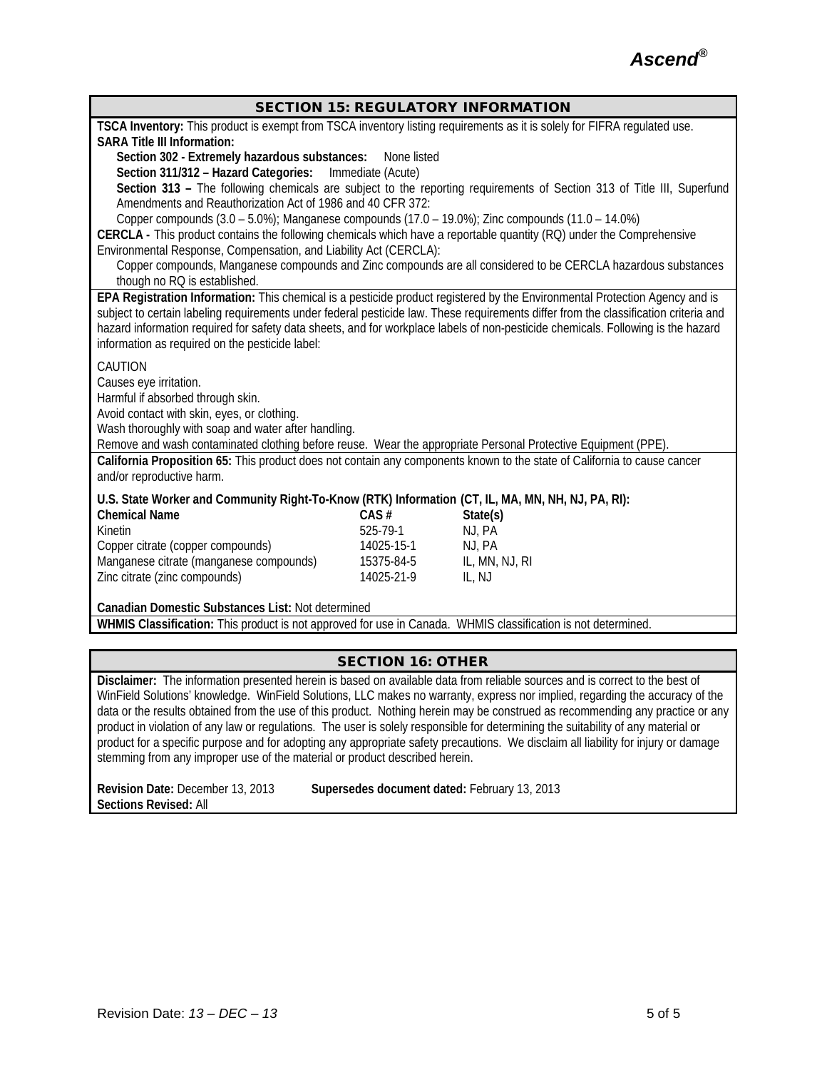## SECTION 15: REGULATORY INFORMATION

**TSCA Inventory:** This product is exempt from TSCA inventory listing requirements as it is solely for FIFRA regulated use.

**SARA Title III Information:**

**Section 302 - Extremely hazardous substances:** None listed

**Section 311/312 – Hazard Categories:** Immediate (Acute)

**Section 313 –** The following chemicals are subject to the reporting requirements of Section 313 of Title III, Superfund Amendments and Reauthorization Act of 1986 and 40 CFR 372:

Copper compounds (3.0 – 5.0%); Manganese compounds (17.0 – 19.0%); Zinc compounds (11.0 – 14.0%)

**CERCLA -** This product contains the following chemicals which have a reportable quantity (RQ) under the Comprehensive Environmental Response, Compensation, and Liability Act (CERCLA):

Copper compounds, Manganese compounds and Zinc compounds are all considered to be CERCLA hazardous substances though no RQ is established.

**EPA Registration Information:** This chemical is a pesticide product registered by the Environmental Protection Agency and is subject to certain labeling requirements under federal pesticide law. These requirements differ from the classification criteria and hazard information required for safety data sheets, and for workplace labels of non-pesticide chemicals. Following is the hazard information as required on the pesticide label:

CAUTION
Causes eye irritation.
Harmful if absorbed through skin.
Avoid contact with skin, eyes, or clothing.
Wash thoroughly with soap and water after handling.
Remove and wash contaminated clothing before reuse. Wear the appropriate Personal Protective Equipment (PPE).

**California Proposition 65:** This product does not contain any components known to the state of California to cause cancer and/or reproductive harm.

**U.S. State Worker and Community Right-To-Know (RTK) Information (CT, IL, MA, MN, NH, NJ, PA, RI):**

| Chemical Name | CAS # | State(s) |
|---|---|---|
| Kinetin | 525-79-1 | NJ, PA |
| Copper citrate (copper compounds) | 14025-15-1 | NJ, PA |
| Manganese citrate (manganese compounds) | 15375-84-5 | IL, MN, NJ, RI |
| Zinc citrate (zinc compounds) | 14025-21-9 | IL, NJ |

**Canadian Domestic Substances List:** Not determined

**WHMIS Classification:** This product is not approved for use in Canada. WHMIS classification is not determined.

## SECTION 16: OTHER

**Disclaimer:** The information presented herein is based on available data from reliable sources and is correct to the best of WinField Solutions' knowledge. WinField Solutions, LLC makes no warranty, express nor implied, regarding the accuracy of the data or the results obtained from the use of this product. Nothing herein may be construed as recommending any practice or any product in violation of any law or regulations. The user is solely responsible for determining the suitability of any material or product for a specific purpose and for adopting any appropriate safety precautions. We disclaim all liability for injury or damage stemming from any improper use of the material or product described herein.

**Revision Date:** December 13, 2013 **Supersedes document dated:** February 13, 2013
**Sections Revised:** All